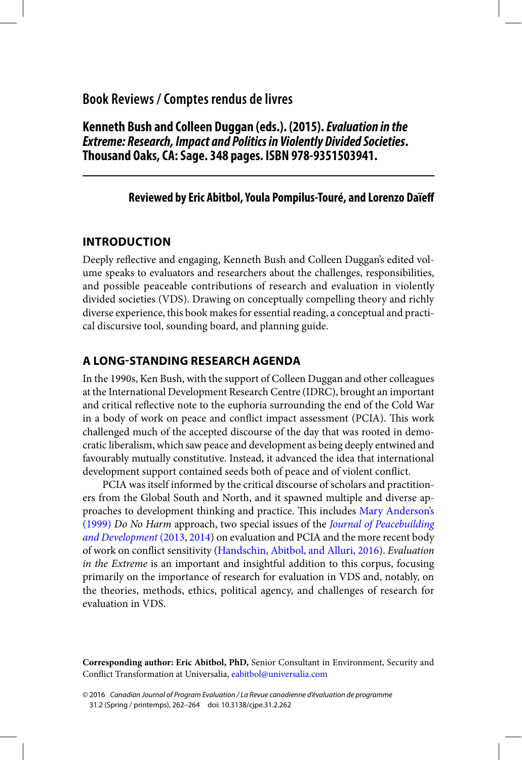# Book Reviews / Comptes rendus de livres

## Kenneth Bush and Colleen Duggan (eds.). (2015). *Evaluation in the Extreme: Research, Impact and Politics in Violently Divided Societies*. Thousand Oaks, CA: Sage. 348 pages. ISBN 978-9351503941.

**Reviewed by Eric Abitbol, Youla Pompilus-Touré, and Lorenzo Daïeff**

## INTRODUCTION

Deeply reflective and engaging, Kenneth Bush and Colleen Duggan's edited volume speaks to evaluators and researchers about the challenges, responsibilities, and possible peaceable contributions of research and evaluation in violently divided societies (VDS). Drawing on conceptually compelling theory and richly diverse experience, this book makes for essential reading, a conceptual and practical discursive tool, sounding board, and planning guide.

## A LONG-STANDING RESEARCH AGENDA

In the 1990s, Ken Bush, with the support of Colleen Duggan and other colleagues at the International Development Research Centre (IDRC), brought an important and critical reflective note to the euphoria surrounding the end of the Cold War in a body of work on peace and conflict impact assessment (PCIA). This work challenged much of the accepted discourse of the day that was rooted in democratic liberalism, which saw peace and development as being deeply entwined and favourably mutually constitutive. Instead, it advanced the idea that international development support contained seeds both of peace and of violent conflict.

PCIA was itself informed by the critical discourse of scholars and practitioners from the Global South and North, and it spawned multiple and diverse approaches to development thinking and practice. This includes Mary Anderson's (1999) *Do No Harm* approach, two special issues of the *Journal of Peacebuilding and Development* (2013, 2014) on evaluation and PCIA and the more recent body of work on conflict sensitivity (Handschin, Abitbol, and Alluri, 2016). *Evaluation in the Extreme* is an important and insightful addition to this corpus, focusing primarily on the importance of research for evaluation in VDS and, notably, on the theories, methods, ethics, political agency, and challenges of research for evaluation in VDS.

**Corresponding author: Eric Abitbol, PhD,** Senior Consultant in Environment, Security and Conflict Transformation at Universalia, eabitbol@universalia.com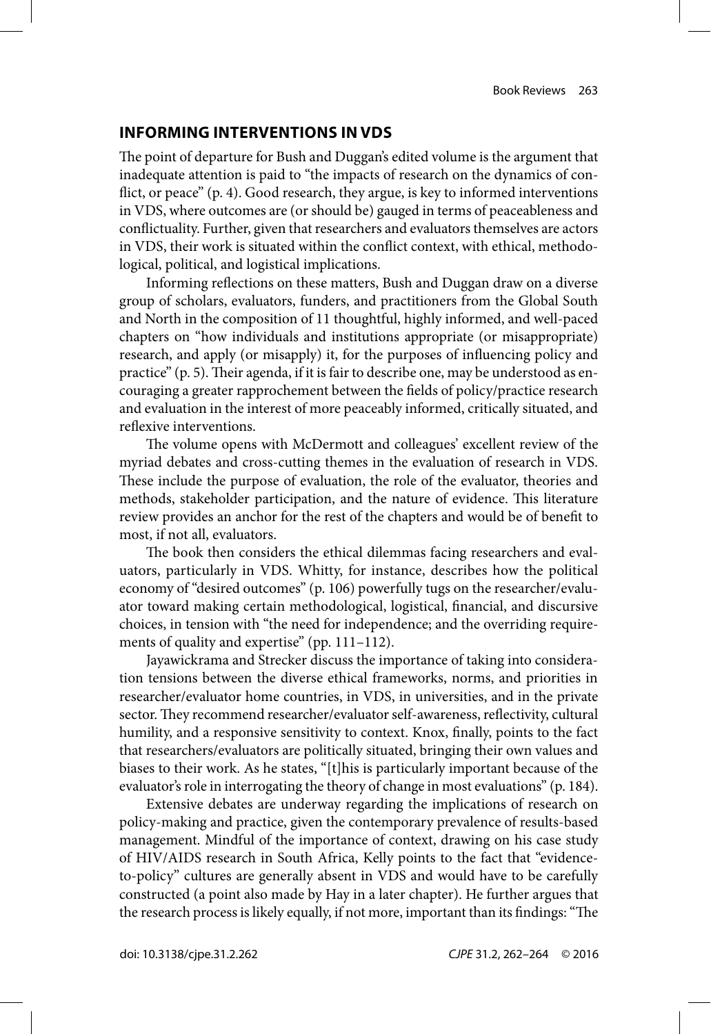## INFORMING INTERVENTIONS IN VDS

The point of departure for Bush and Duggan's edited volume is the argument that inadequate attention is paid to "the impacts of research on the dynamics of conflict, or peace" (p. 4). Good research, they argue, is key to informed interventions in VDS, where outcomes are (or should be) gauged in terms of peaceableness and conflictuality. Further, given that researchers and evaluators themselves are actors in VDS, their work is situated within the conflict context, with ethical, methodological, political, and logistical implications.

Informing reflections on these matters, Bush and Duggan draw on a diverse group of scholars, evaluators, funders, and practitioners from the Global South and North in the composition of 11 thoughtful, highly informed, and well-paced chapters on "how individuals and institutions appropriate (or misappropriate) research, and apply (or misapply) it, for the purposes of influencing policy and practice" (p. 5). Their agenda, if it is fair to describe one, may be understood as encouraging a greater rapprochement between the fields of policy/practice research and evaluation in the interest of more peaceably informed, critically situated, and reflexive interventions.

The volume opens with McDermott and colleagues' excellent review of the myriad debates and cross-cutting themes in the evaluation of research in VDS. These include the purpose of evaluation, the role of the evaluator, theories and methods, stakeholder participation, and the nature of evidence. This literature review provides an anchor for the rest of the chapters and would be of benefit to most, if not all, evaluators.

The book then considers the ethical dilemmas facing researchers and evaluators, particularly in VDS. Whitty, for instance, describes how the political economy of "desired outcomes" (p. 106) powerfully tugs on the researcher/evaluator toward making certain methodological, logistical, financial, and discursive choices, in tension with "the need for independence; and the overriding requirements of quality and expertise" (pp. 111–112).

Jayawickrama and Strecker discuss the importance of taking into consideration tensions between the diverse ethical frameworks, norms, and priorities in researcher/evaluator home countries, in VDS, in universities, and in the private sector. They recommend researcher/evaluator self-awareness, reflectivity, cultural humility, and a responsive sensitivity to context. Knox, finally, points to the fact that researchers/evaluators are politically situated, bringing their own values and biases to their work. As he states, "[t]his is particularly important because of the evaluator's role in interrogating the theory of change in most evaluations" (p. 184).

Extensive debates are underway regarding the implications of research on policy-making and practice, given the contemporary prevalence of results-based management. Mindful of the importance of context, drawing on his case study of HIV/AIDS research in South Africa, Kelly points to the fact that "evidence-to-policy" cultures are generally absent in VDS and would have to be carefully constructed (a point also made by Hay in a later chapter). He further argues that the research process is likely equally, if not more, important than its findings: "The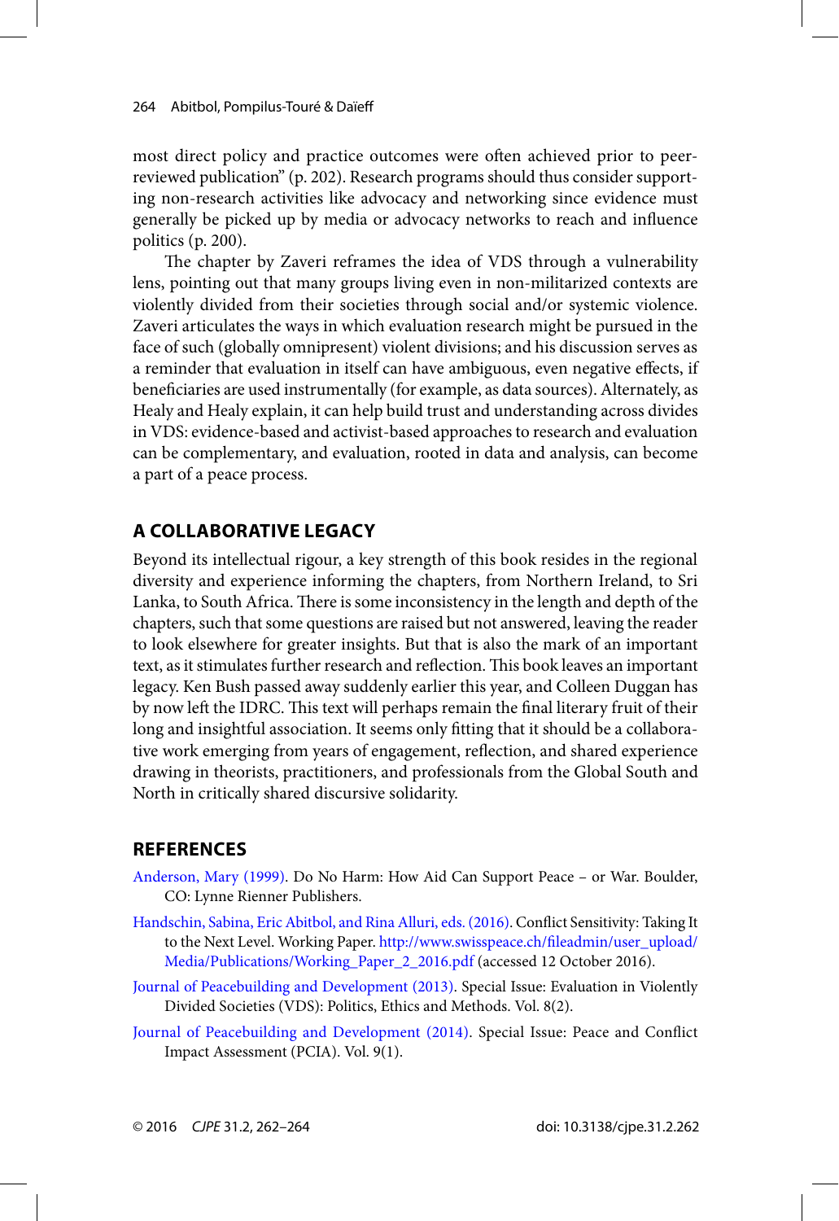most direct policy and practice outcomes were often achieved prior to peer-reviewed publication" (p. 202). Research programs should thus consider supporting non-research activities like advocacy and networking since evidence must generally be picked up by media or advocacy networks to reach and influence politics (p. 200).

The chapter by Zaveri reframes the idea of VDS through a vulnerability lens, pointing out that many groups living even in non-militarized contexts are violently divided from their societies through social and/or systemic violence. Zaveri articulates the ways in which evaluation research might be pursued in the face of such (globally omnipresent) violent divisions; and his discussion serves as a reminder that evaluation in itself can have ambiguous, even negative effects, if beneficiaries are used instrumentally (for example, as data sources). Alternately, as Healy and Healy explain, it can help build trust and understanding across divides in VDS: evidence-based and activist-based approaches to research and evaluation can be complementary, and evaluation, rooted in data and analysis, can become a part of a peace process.

## A COLLABORATIVE LEGACY

Beyond its intellectual rigour, a key strength of this book resides in the regional diversity and experience informing the chapters, from Northern Ireland, to Sri Lanka, to South Africa. There is some inconsistency in the length and depth of the chapters, such that some questions are raised but not answered, leaving the reader to look elsewhere for greater insights. But that is also the mark of an important text, as it stimulates further research and reflection. This book leaves an important legacy. Ken Bush passed away suddenly earlier this year, and Colleen Duggan has by now left the IDRC. This text will perhaps remain the final literary fruit of their long and insightful association. It seems only fitting that it should be a collaborative work emerging from years of engagement, reflection, and shared experience drawing in theorists, practitioners, and professionals from the Global South and North in critically shared discursive solidarity.

## REFERENCES

Anderson, Mary (1999). Do No Harm: How Aid Can Support Peace – or War. Boulder, CO: Lynne Rienner Publishers.

Handschin, Sabina, Eric Abitbol, and Rina Alluri, eds. (2016). Conflict Sensitivity: Taking It to the Next Level. Working Paper. http://www.swisspeace.ch/fileadmin/user_upload/Media/Publications/Working_Paper_2_2016.pdf (accessed 12 October 2016).

Journal of Peacebuilding and Development (2013). Special Issue: Evaluation in Violently Divided Societies (VDS): Politics, Ethics and Methods. Vol. 8(2).

Journal of Peacebuilding and Development (2014). Special Issue: Peace and Conflict Impact Assessment (PCIA). Vol. 9(1).